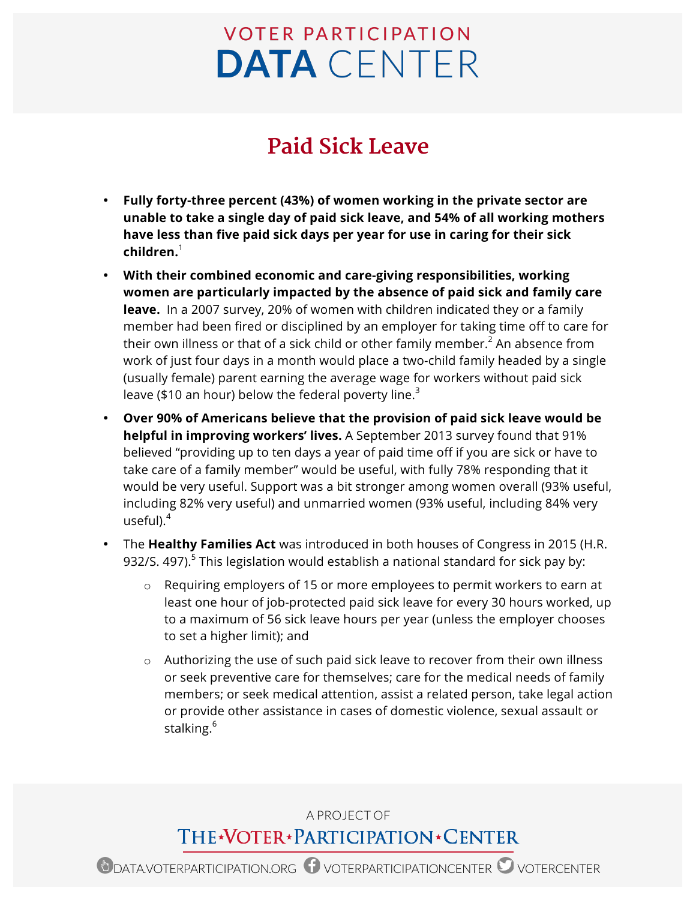# VOTER PARTICIPATION DATA CENTER

## Paid Sick Leave

- **Fully forty-three percent (43%) of women working in the private sector are unable to take a single day of paid sick leave, and 54% of all working mothers have less than five paid sick days per year for use in caring for their sick children.**[1]
- **With their combined economic and care-giving responsibilities, working women are particularly impacted by the absence of paid sick and family care leave.** In a 2007 survey, 20% of women with children indicated they or a family member had been fired or disciplined by an employer for taking time off to care for their own illness or that of a sick child or other family member.[2] An absence from work of just four days in a month would place a two-child family headed by a single (usually female) parent earning the average wage for workers without paid sick leave ($10 an hour) below the federal poverty line.[3]
- **Over 90% of Americans believe that the provision of paid sick leave would be helpful in improving workers' lives.** A September 2013 survey found that 91% believed "providing up to ten days a year of paid time off if you are sick or have to take care of a family member" would be useful, with fully 78% responding that it would be very useful. Support was a bit stronger among women overall (93% useful, including 82% very useful) and unmarried women (93% useful, including 84% very useful).[4]
- The **Healthy Families Act** was introduced in both houses of Congress in 2015 (H.R. 932/S. 497).[5] This legislation would establish a national standard for sick pay by:
  - Requiring employers of 15 or more employees to permit workers to earn at least one hour of job-protected paid sick leave for every 30 hours worked, up to a maximum of 56 sick leave hours per year (unless the employer chooses to set a higher limit); and
  - Authorizing the use of such paid sick leave to recover from their own illness or seek preventive care for themselves; care for the medical needs of family members; or seek medical attention, assist a related person, take legal action or provide other assistance in cases of domestic violence, sexual assault or stalking.[6]

A PROJECT OF THE VOTER PARTICIPATION CENTER

DATA.VOTERPARTICIPATION.ORG VOTERPARTICIPATIONCENTER VOTERCENTER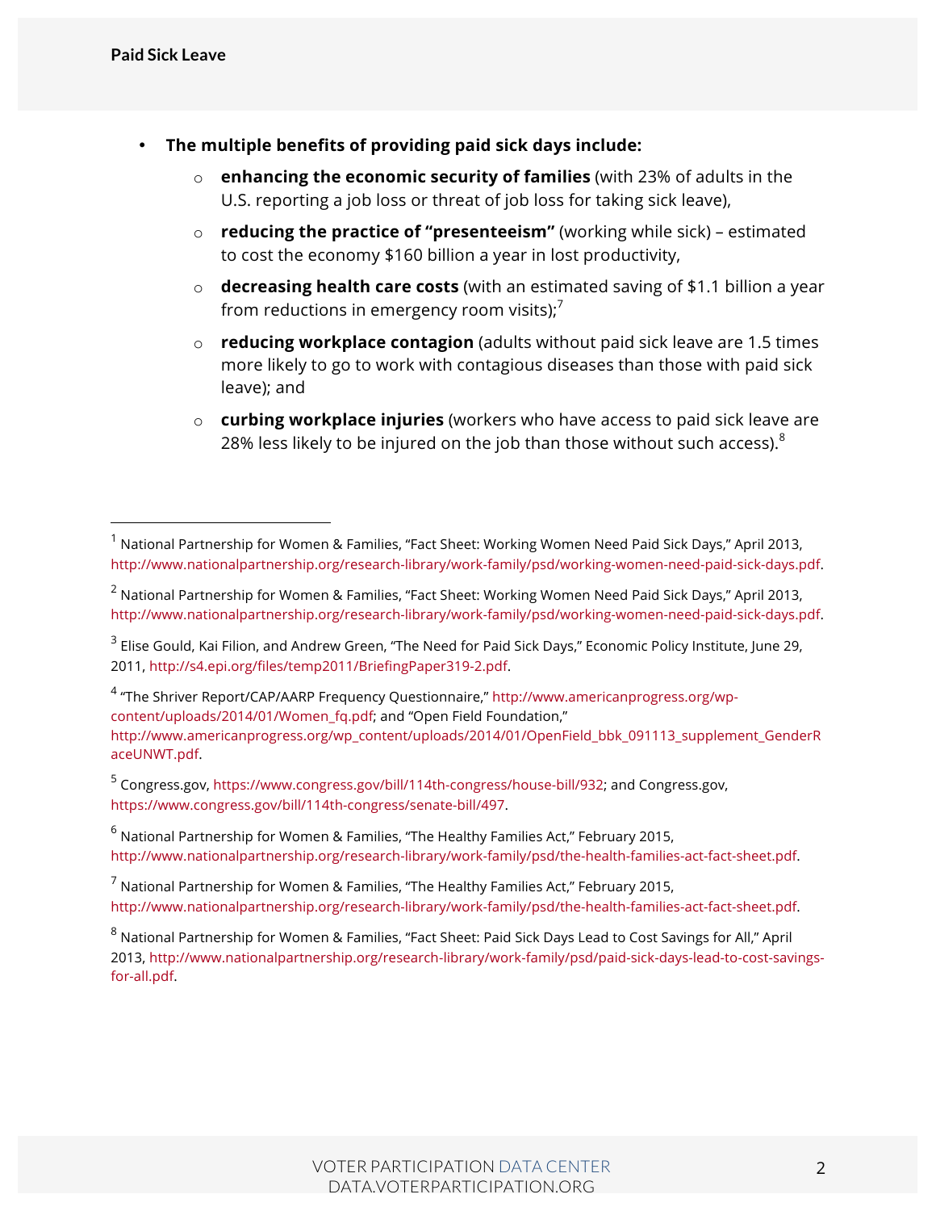- **The multiple benefits of providing paid sick days include:**
  - **enhancing the economic security of families** (with 23% of adults in the U.S. reporting a job loss or threat of job loss for taking sick leave),
  - **reducing the practice of "presenteeism"** (working while sick) – estimated to cost the economy $160 billion a year in lost productivity,
  - **decreasing health care costs** (with an estimated saving of $1.1 billion a year from reductions in emergency room visits);[7]
  - **reducing workplace contagion** (adults without paid sick leave are 1.5 times more likely to go to work with contagious diseases than those with paid sick leave); and
  - **curbing workplace injuries** (workers who have access to paid sick leave are 28% less likely to be injured on the job than those without such access).[8]

---

[1] National Partnership for Women & Families, "Fact Sheet: Working Women Need Paid Sick Days," April 2013, http://www.nationalpartnership.org/research-library/work-family/psd/working-women-need-paid-sick-days.pdf.

[2] National Partnership for Women & Families, "Fact Sheet: Working Women Need Paid Sick Days," April 2013, http://www.nationalpartnership.org/research-library/work-family/psd/working-women-need-paid-sick-days.pdf.

[3] Elise Gould, Kai Filion, and Andrew Green, "The Need for Paid Sick Days," Economic Policy Institute, June 29, 2011, http://s4.epi.org/files/temp2011/BriefingPaper319-2.pdf.

[4] "The Shriver Report/CAP/AARP Frequency Questionnaire," http://www.americanprogress.org/wp-content/uploads/2014/01/Women_fq.pdf; and "Open Field Foundation," http://www.americanprogress.org/wp_content/uploads/2014/01/OpenField_bbk_091113_supplement_GenderRaceUNWT.pdf.

[5] Congress.gov, https://www.congress.gov/bill/114th-congress/house-bill/932; and Congress.gov, https://www.congress.gov/bill/114th-congress/senate-bill/497.

[6] National Partnership for Women & Families, "The Healthy Families Act," February 2015, http://www.nationalpartnership.org/research-library/work-family/psd/the-health-families-act-fact-sheet.pdf.

[7] National Partnership for Women & Families, "The Healthy Families Act," February 2015, http://www.nationalpartnership.org/research-library/work-family/psd/the-health-families-act-fact-sheet.pdf.

[8] National Partnership for Women & Families, "Fact Sheet: Paid Sick Days Lead to Cost Savings for All," April 2013, http://www.nationalpartnership.org/research-library/work-family/psd/paid-sick-days-lead-to-cost-savings-for-all.pdf.